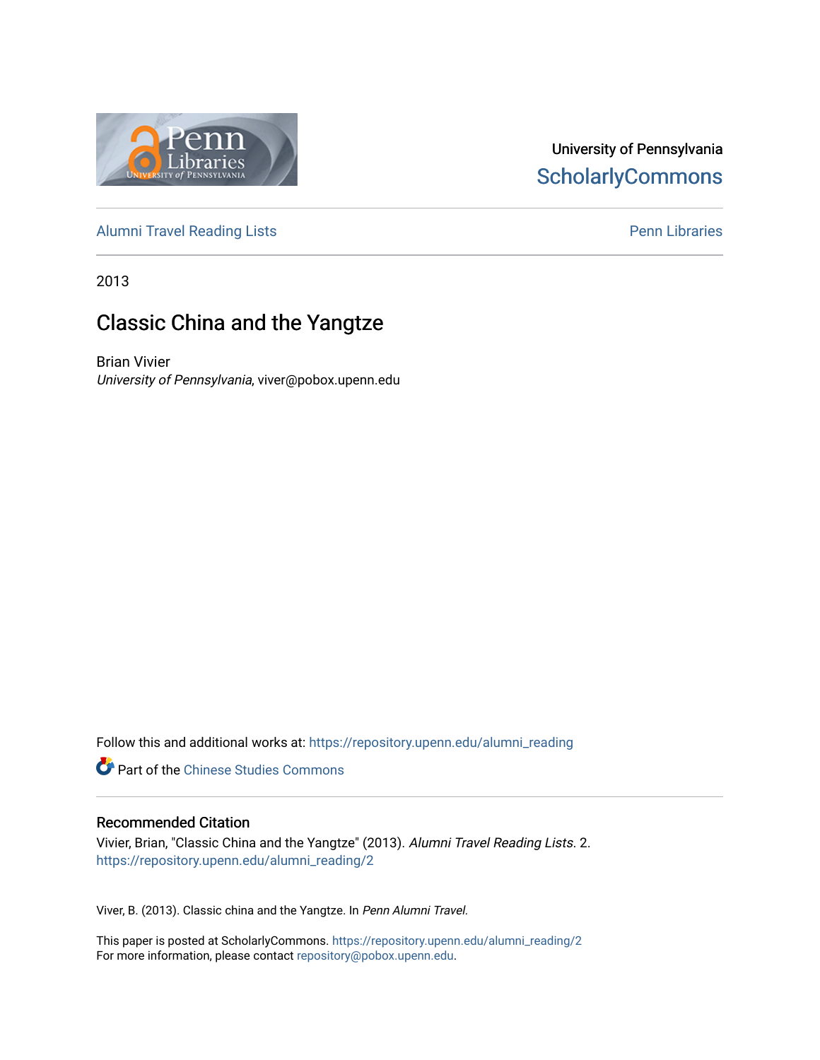University of Pennsylvania
ScholarlyCommons

Alumni Travel Reading Lists

Penn Libraries

2013

# Classic China and the Yangtze

Brian Vivier
*University of Pennsylvania*, viver@pobox.upenn.edu

Follow this and additional works at: https://repository.upenn.edu/alumni_reading

Part of the Chinese Studies Commons

## Recommended Citation

Vivier, Brian, "Classic China and the Yangtze" (2013). *Alumni Travel Reading Lists*. 2.
https://repository.upenn.edu/alumni_reading/2

Viver, B. (2013). Classic china and the Yangtze. In *Penn Alumni Travel.*

This paper is posted at ScholarlyCommons. https://repository.upenn.edu/alumni_reading/2
For more information, please contact repository@pobox.upenn.edu.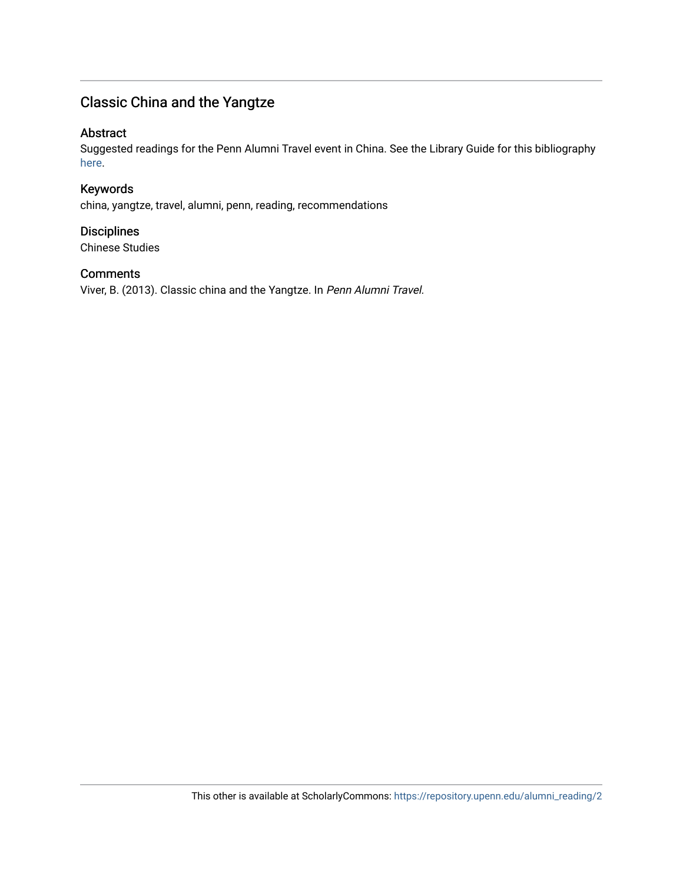## Classic China and the Yangtze

### Abstract

Suggested readings for the Penn Alumni Travel event in China. See the Library Guide for this bibliography here.

### Keywords

china, yangtze, travel, alumni, penn, reading, recommendations

### Disciplines

Chinese Studies

### Comments

Viver, B. (2013). Classic china and the Yangtze. In *Penn Alumni Travel.*

This other is available at ScholarlyCommons: https://repository.upenn.edu/alumni_reading/2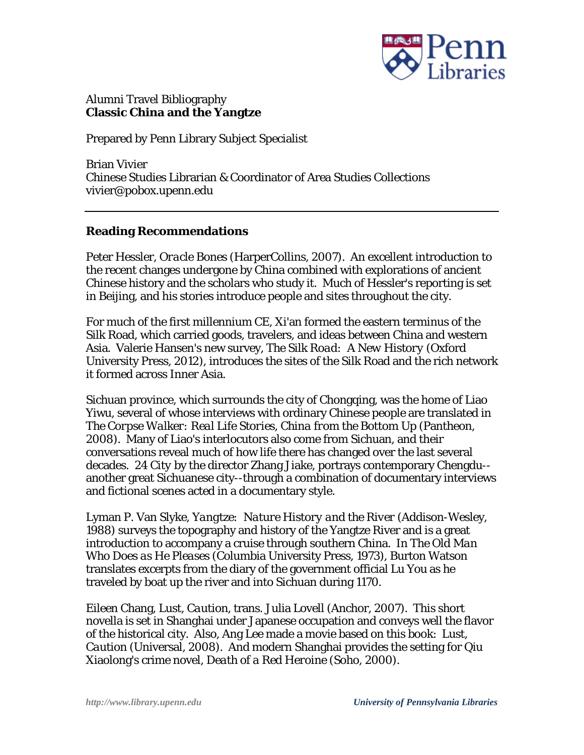Alumni Travel Bibliography
**Classic China and the Yangtze**

Prepared by Penn Library Subject Specialist

Brian Vivier
Chinese Studies Librarian & Coordinator of Area Studies Collections
vivier@pobox.upenn.edu

---

**Reading Recommendations**

Peter Hessler, *Oracle Bones* (HarperCollins, 2007). An excellent introduction to the recent changes undergone by China combined with explorations of ancient Chinese history and the scholars who study it. Much of Hessler's reporting is set in Beijing, and his stories introduce people and sites throughout the city.

For much of the first millennium CE, Xi'an formed the eastern terminus of the Silk Road, which carried goods, travelers, and ideas between China and western Asia. Valerie Hansen's new survey, *The Silk Road: A New History* (Oxford University Press, 2012), introduces the sites of the Silk Road and the rich network it formed across Inner Asia.

Sichuan province, which surrounds the city of Chongqing, was the home of Liao Yiwu, several of whose interviews with ordinary Chinese people are translated in *The Corpse Walker: Real Life Stories, China from the Bottom Up* (Pantheon, 2008). Many of Liao's interlocutors also come from Sichuan, and their conversations reveal much of how life there has changed over the last several decades. 24 City by the director Zhang Jiake, portrays contemporary Chengdu--another great Sichuanese city--through a combination of documentary interviews and fictional scenes acted in a documentary style.

Lyman P. Van Slyke, *Yangtze: Nature History and the River* (Addison-Wesley, 1988) surveys the topography and history of the Yangtze River and is a great introduction to accompany a cruise through southern China. In *The Old Man Who Does as He Pleases* (Columbia University Press, 1973), Burton Watson translates excerpts from the diary of the government official Lu You as he traveled by boat up the river and into Sichuan during 1170.

Eileen Chang, *Lust, Caution*, trans. Julia Lovell (Anchor, 2007). This short novella is set in Shanghai under Japanese occupation and conveys well the flavor of the historical city. Also, Ang Lee made a movie based on this book: *Lust, Caution* (Universal, 2008). And modern Shanghai provides the setting for Qiu Xiaolong's crime novel, *Death of a Red Heroine* (Soho, 2000).